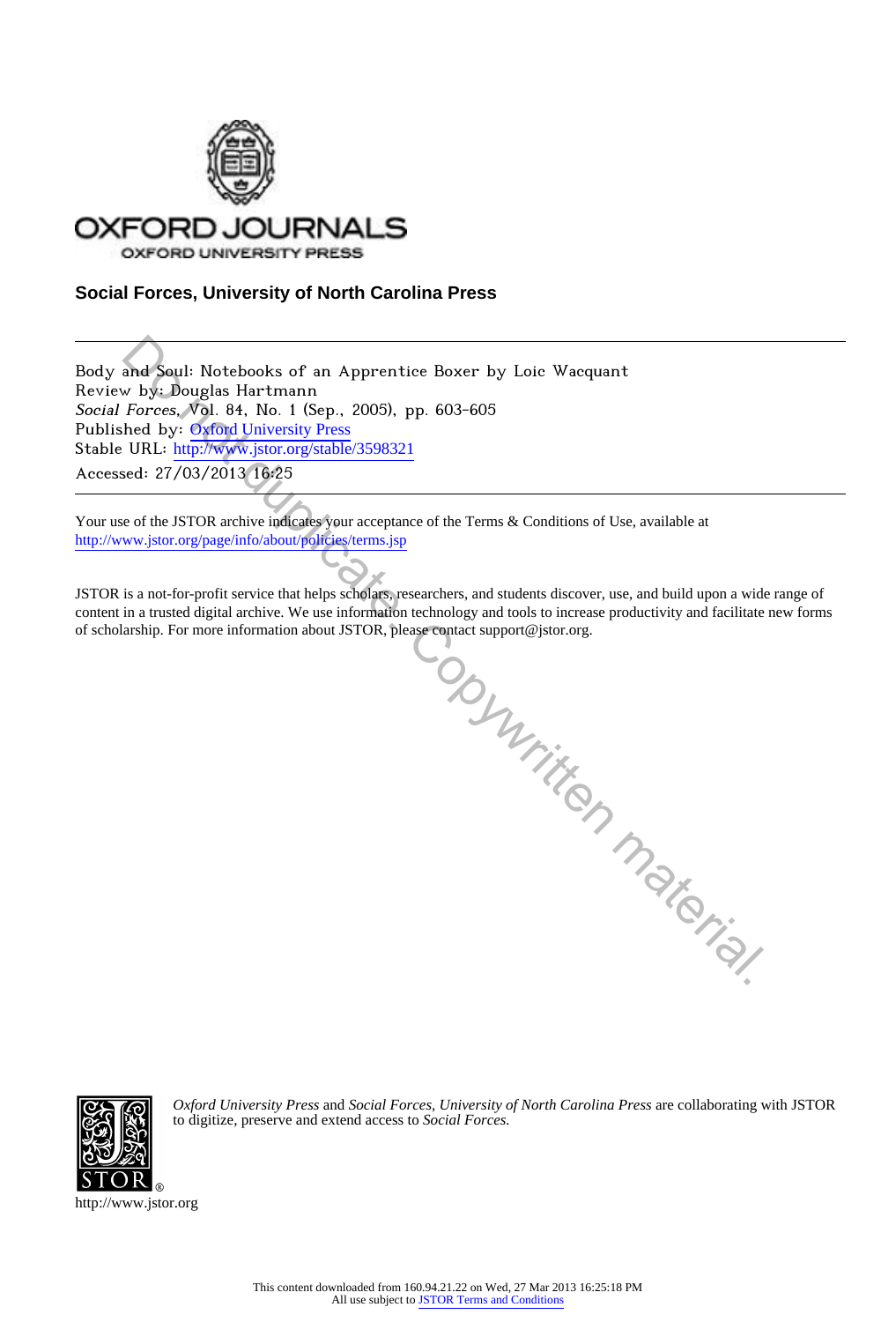OXFORD JOURNALS

OXFORD UNIVERSITY PRESS

**Social Forces, University of North Carolina Press**

---

Body and Soul: Notebooks of an Apprentice Boxer by Loic Wacquant
Review by: Douglas Hartmann
*Social Forces*, Vol. 84, No. 1 (Sep., 2005), pp. 603-605
Published by: Oxford University Press
Stable URL: http://www.jstor.org/stable/3598321
Accessed: 27/03/2013 16:25

---

Your use of the JSTOR archive indicates your acceptance of the Terms & Conditions of Use, available at
http://www.jstor.org/page/info/about/policies/terms.jsp

JSTOR is a not-for-profit service that helps scholars, researchers, and students discover, use, and build upon a wide range of content in a trusted digital archive. We use information technology and tools to increase productivity and facilitate new forms of scholarship. For more information about JSTOR, please contact support@jstor.org.

*Oxford University Press* and *Social Forces, University of North Carolina Press* are collaborating with JSTOR to digitize, preserve and extend access to *Social Forces.*

http://www.jstor.org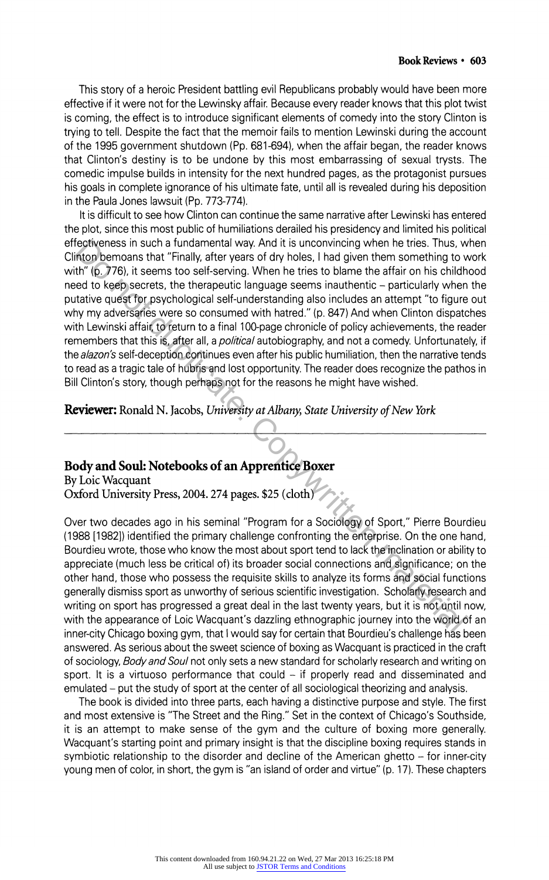This story of a heroic President battling evil Republicans probably would have been more effective if it were not for the Lewinsky affair. Because every reader knows that this plot twist is coming, the effect is to introduce significant elements of comedy into the story Clinton is trying to tell. Despite the fact that the memoir fails to mention Lewinski during the account of the 1995 government shutdown (Pp. 681-694), when the affair began, the reader knows that Clinton's destiny is to be undone by this most embarrassing of sexual trysts. The comedic impulse builds in intensity for the next hundred pages, as the protagonist pursues his goals in complete ignorance of his ultimate fate, until all is revealed during his deposition in the Paula Jones lawsuit (Pp. 773-774).

It is difficult to see how Clinton can continue the same narrative after Lewinski has entered the plot, since this most public of humiliations derailed his presidency and limited his political effectiveness in such a fundamental way. And it is unconvincing when he tries. Thus, when Clinton bemoans that "Finally, after years of dry holes, I had given them something to work with" (p. 776), it seems too self-serving. When he tries to blame the affair on his childhood need to keep secrets, the therapeutic language seems inauthentic – particularly when the putative quest for psychological self-understanding also includes an attempt "to figure out why my adversaries were so consumed with hatred." (p. 847) And when Clinton dispatches with Lewinski affair, to return to a final 100-page chronicle of policy achievements, the reader remembers that this is, after all, a *political* autobiography, and not a comedy. Unfortunately, if the *alazon's* self-deception continues even after his public humiliation, then the narrative tends to read as a tragic tale of hubris and lost opportunity. The reader does recognize the pathos in Bill Clinton's story, though perhaps not for the reasons he might have wished.

**Reviewer:** Ronald N. Jacobs, *University at Albany, State University of New York*

---

## Body and Soul: Notebooks of an Apprentice Boxer

By Loic Wacquant
Oxford University Press, 2004. 274 pages. $25 (cloth)

Over two decades ago in his seminal "Program for a Sociology of Sport," Pierre Bourdieu (1988 [1982]) identified the primary challenge confronting the enterprise. On the one hand, Bourdieu wrote, those who know the most about sport tend to lack the inclination or ability to appreciate (much less be critical of) its broader social connections and significance; on the other hand, those who possess the requisite skills to analyze its forms and social functions generally dismiss sport as unworthy of serious scientific investigation. Scholarly research and writing on sport has progressed a great deal in the last twenty years, but it is not until now, with the appearance of Loic Wacquant's dazzling ethnographic journey into the world of an inner-city Chicago boxing gym, that I would say for certain that Bourdieu's challenge has been answered. As serious about the sweet science of boxing as Wacquant is practiced in the craft of sociology, *Body and Soul* not only sets a new standard for scholarly research and writing on sport. It is a virtuoso performance that could – if properly read and disseminated and emulated – put the study of sport at the center of all sociological theorizing and analysis.

The book is divided into three parts, each having a distinctive purpose and style. The first and most extensive is "The Street and the Ring." Set in the context of Chicago's Southside, it is an attempt to make sense of the gym and the culture of boxing more generally. Wacquant's starting point and primary insight is that the discipline boxing requires stands in symbiotic relationship to the disorder and decline of the American ghetto – for inner-city young men of color, in short, the gym is "an island of order and virtue" (p. 17). These chapters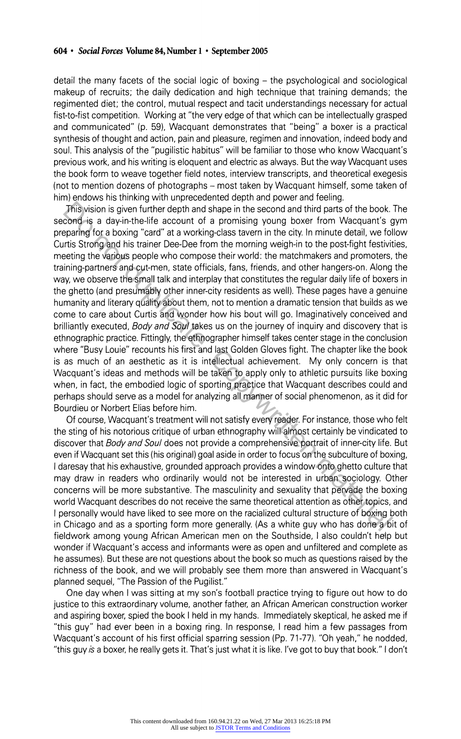detail the many facets of the social logic of boxing – the psychological and sociological makeup of recruits; the daily dedication and high technique that training demands; the regimented diet; the control, mutual respect and tacit understandings necessary for actual fist-to-fist competition. Working at "the very edge of that which can be intellectually grasped and communicated" (p. 59), Wacquant demonstrates that "being" a boxer is a practical synthesis of thought and action, pain and pleasure, regimen and innovation, indeed body and soul. This analysis of the "pugilistic habitus" will be familiar to those who know Wacquant's previous work, and his writing is eloquent and electric as always. But the way Wacquant uses the book form to weave together field notes, interview transcripts, and theoretical exegesis (not to mention dozens of photographs – most taken by Wacquant himself, some taken of him) endows his thinking with unprecedented depth and power and feeling.

This vision is given further depth and shape in the second and third parts of the book. The second is a day-in-the-life account of a promising young boxer from Wacquant's gym preparing for a boxing "card" at a working-class tavern in the city. In minute detail, we follow Curtis Strong and his trainer Dee-Dee from the morning weigh-in to the post-fight festivities, meeting the various people who compose their world: the matchmakers and promoters, the training-partners and cut-men, state officials, fans, friends, and other hangers-on. Along the way, we observe the small talk and interplay that constitutes the regular daily life of boxers in the ghetto (and presumably other inner-city residents as well). These pages have a genuine humanity and literary quality about them, not to mention a dramatic tension that builds as we come to care about Curtis and wonder how his bout will go. Imaginatively conceived and brilliantly executed, *Body and Soul* takes us on the journey of inquiry and discovery that is ethnographic practice. Fittingly, the ethnographer himself takes center stage in the conclusion where "Busy Louie" recounts his first and last Golden Gloves fight. The chapter like the book is as much of an aesthetic as it is intellectual achievement. My only concern is that Wacquant's ideas and methods will be taken to apply only to athletic pursuits like boxing when, in fact, the embodied logic of sporting practice that Wacquant describes could and perhaps should serve as a model for analyzing all manner of social phenomenon, as it did for Bourdieu or Norbert Elias before him.

Of course, Wacquant's treatment will not satisfy every reader. For instance, those who felt the sting of his notorious critique of urban ethnography will almost certainly be vindicated to discover that *Body and Soul* does not provide a comprehensive portrait of inner-city life. But even if Wacquant set this (his original) goal aside in order to focus on the subculture of boxing, I daresay that his exhaustive, grounded approach provides a window onto ghetto culture that may draw in readers who ordinarily would not be interested in urban sociology. Other concerns will be more substantive. The masculinity and sexuality that pervade the boxing world Wacquant describes do not receive the same theoretical attention as other topics, and I personally would have liked to see more on the racialized cultural structure of boxing both in Chicago and as a sporting form more generally. (As a white guy who has done a bit of fieldwork among young African American men on the Southside, I also couldn't help but wonder if Wacquant's access and informants were as open and unfiltered and complete as he assumes). But these are not questions about the book so much as questions raised by the richness of the book, and we will probably see them more than answered in Wacquant's planned sequel, "The Passion of the Pugilist."

One day when I was sitting at my son's football practice trying to figure out how to do justice to this extraordinary volume, another father, an African American construction worker and aspiring boxer, spied the book I held in my hands. Immediately skeptical, he asked me if "this guy" had ever been in a boxing ring. In response, I read him a few passages from Wacquant's account of his first official sparring session (Pp. 71-77). "Oh yeah," he nodded, "this guy *is* a boxer, he really gets it. That's just what it is like. I've got to buy that book." I don't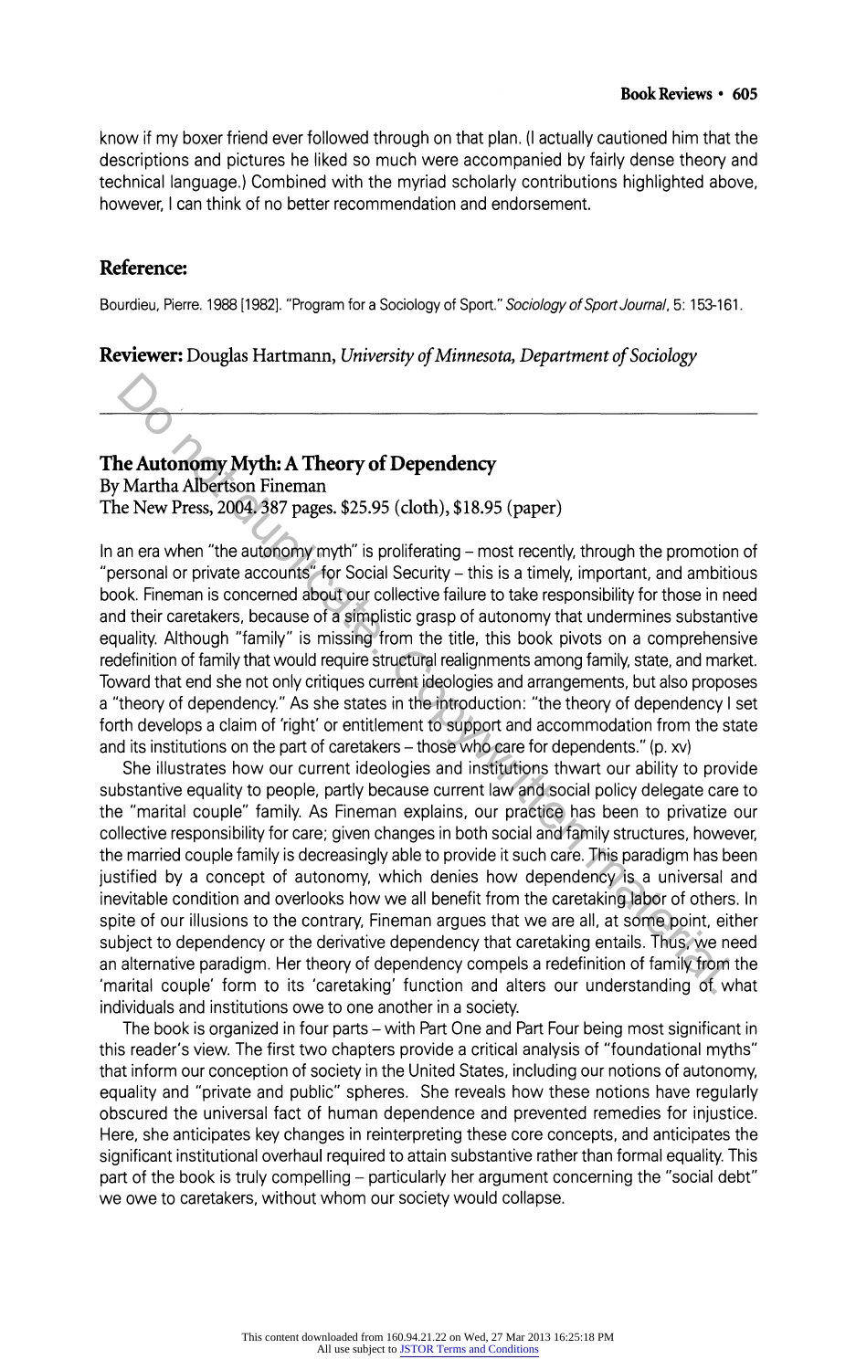know if my boxer friend ever followed through on that plan. (I actually cautioned him that the descriptions and pictures he liked so much were accompanied by fairly dense theory and technical language.) Combined with the myriad scholarly contributions highlighted above, however, I can think of no better recommendation and endorsement.

## Reference:

Bourdieu, Pierre. 1988 [1982]. "Program for a Sociology of Sport." *Sociology of Sport Journal*, 5: 153-161.

**Reviewer:** Douglas Hartmann, *University of Minnesota, Department of Sociology*

---

## The Autonomy Myth: A Theory of Dependency

By Martha Albertson Fineman
The New Press, 2004. 387 pages. $25.95 (cloth), $18.95 (paper)

In an era when "the autonomy myth" is proliferating – most recently, through the promotion of "personal or private accounts" for Social Security – this is a timely, important, and ambitious book. Fineman is concerned about our collective failure to take responsibility for those in need and their caretakers, because of a simplistic grasp of autonomy that undermines substantive equality. Although "family" is missing from the title, this book pivots on a comprehensive redefinition of family that would require structural realignments among family, state, and market. Toward that end she not only critiques current ideologies and arrangements, but also proposes a "theory of dependency." As she states in the introduction: "the theory of dependency I set forth develops a claim of 'right' or entitlement to support and accommodation from the state and its institutions on the part of caretakers – those who care for dependents." (p. xv)

She illustrates how our current ideologies and institutions thwart our ability to provide substantive equality to people, partly because current law and social policy delegate care to the "marital couple" family. As Fineman explains, our practice has been to privatize our collective responsibility for care; given changes in both social and family structures, however, the married couple family is decreasingly able to provide it such care. This paradigm has been justified by a concept of autonomy, which denies how dependency is a universal and inevitable condition and overlooks how we all benefit from the caretaking labor of others. In spite of our illusions to the contrary, Fineman argues that we are all, at some point, either subject to dependency or the derivative dependency that caretaking entails. Thus, we need an alternative paradigm. Her theory of dependency compels a redefinition of family from the 'marital couple' form to its 'caretaking' function and alters our understanding of what individuals and institutions owe to one another in a society.

The book is organized in four parts – with Part One and Part Four being most significant in this reader's view. The first two chapters provide a critical analysis of "foundational myths" that inform our conception of society in the United States, including our notions of autonomy, equality and "private and public" spheres. She reveals how these notions have regularly obscured the universal fact of human dependence and prevented remedies for injustice. Here, she anticipates key changes in reinterpreting these core concepts, and anticipates the significant institutional overhaul required to attain substantive rather than formal equality. This part of the book is truly compelling – particularly her argument concerning the "social debt" we owe to caretakers, without whom our society would collapse.